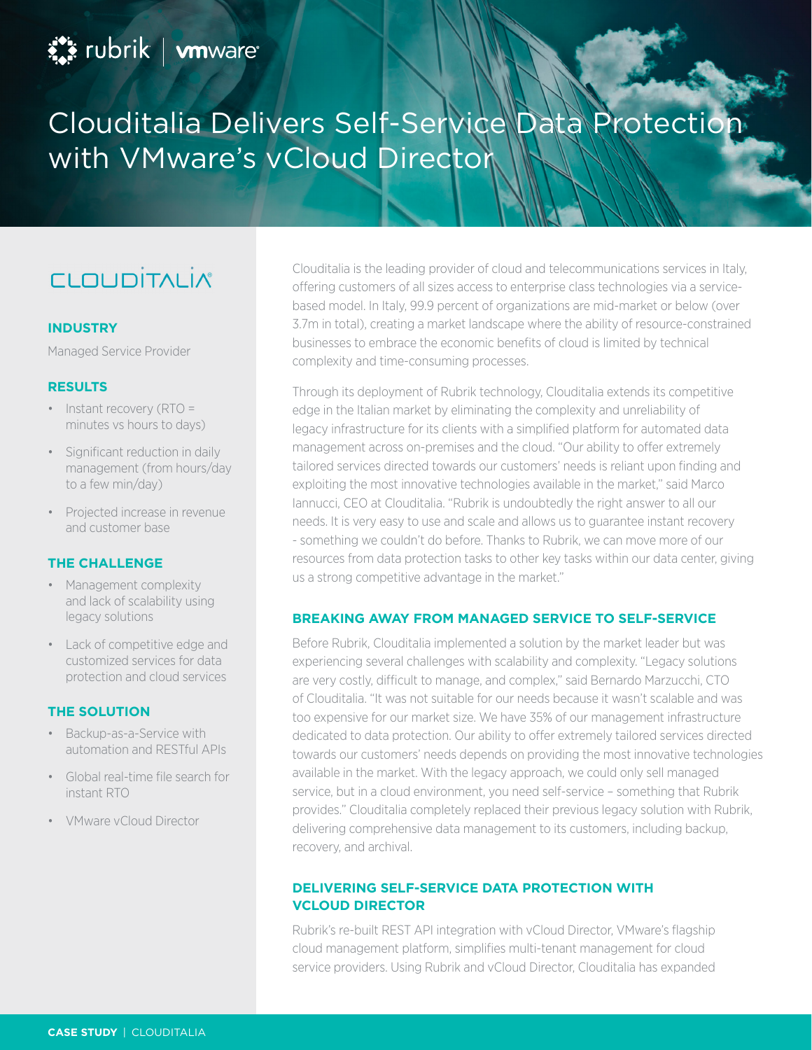# Clouditalia Delivers Self-Service Data Protection with VMware's vCloud Director

CLOUDITALIA

**INDUSTRY**

Managed Service Provider

**RESULTS**

- Instant recovery (RTO = minutes vs hours to days)
- Significant reduction in daily management (from hours/day to a few min/day)
- Projected increase in revenue and customer base

**THE CHALLENGE**

- Management complexity and lack of scalability using legacy solutions
- Lack of competitive edge and customized services for data protection and cloud services

**THE SOLUTION**

- Backup-as-a-Service with automation and RESTful APIs
- Global real-time file search for instant RTO
- VMware vCloud Director

Clouditalia is the leading provider of cloud and telecommunications services in Italy, offering customers of all sizes access to enterprise class technologies via a service-based model. In Italy, 99.9 percent of organizations are mid-market or below (over 3.7m in total), creating a market landscape where the ability of resource-constrained businesses to embrace the economic benefits of cloud is limited by technical complexity and time-consuming processes.

Through its deployment of Rubrik technology, Clouditalia extends its competitive edge in the Italian market by eliminating the complexity and unreliability of legacy infrastructure for its clients with a simplified platform for automated data management across on-premises and the cloud. "Our ability to offer extremely tailored services directed towards our customers' needs is reliant upon finding and exploiting the most innovative technologies available in the market," said Marco Iannucci, CEO at Clouditalia. "Rubrik is undoubtedly the right answer to all our needs. It is very easy to use and scale and allows us to guarantee instant recovery - something we couldn't do before. Thanks to Rubrik, we can move more of our resources from data protection tasks to other key tasks within our data center, giving us a strong competitive advantage in the market."

## BREAKING AWAY FROM MANAGED SERVICE TO SELF-SERVICE

Before Rubrik, Clouditalia implemented a solution by the market leader but was experiencing several challenges with scalability and complexity. "Legacy solutions are very costly, difficult to manage, and complex," said Bernardo Marzucchi, CTO of Clouditalia. "It was not suitable for our needs because it wasn't scalable and was too expensive for our market size. We have 35% of our management infrastructure dedicated to data protection. Our ability to offer extremely tailored services directed towards our customers' needs depends on providing the most innovative technologies available in the market. With the legacy approach, we could only sell managed service, but in a cloud environment, you need self-service – something that Rubrik provides." Clouditalia completely replaced their previous legacy solution with Rubrik, delivering comprehensive data management to its customers, including backup, recovery, and archival.

## DELIVERING SELF-SERVICE DATA PROTECTION WITH VCLOUD DIRECTOR

Rubrik's re-built REST API integration with vCloud Director, VMware's flagship cloud management platform, simplifies multi-tenant management for cloud service providers. Using Rubrik and vCloud Director, Clouditalia has expanded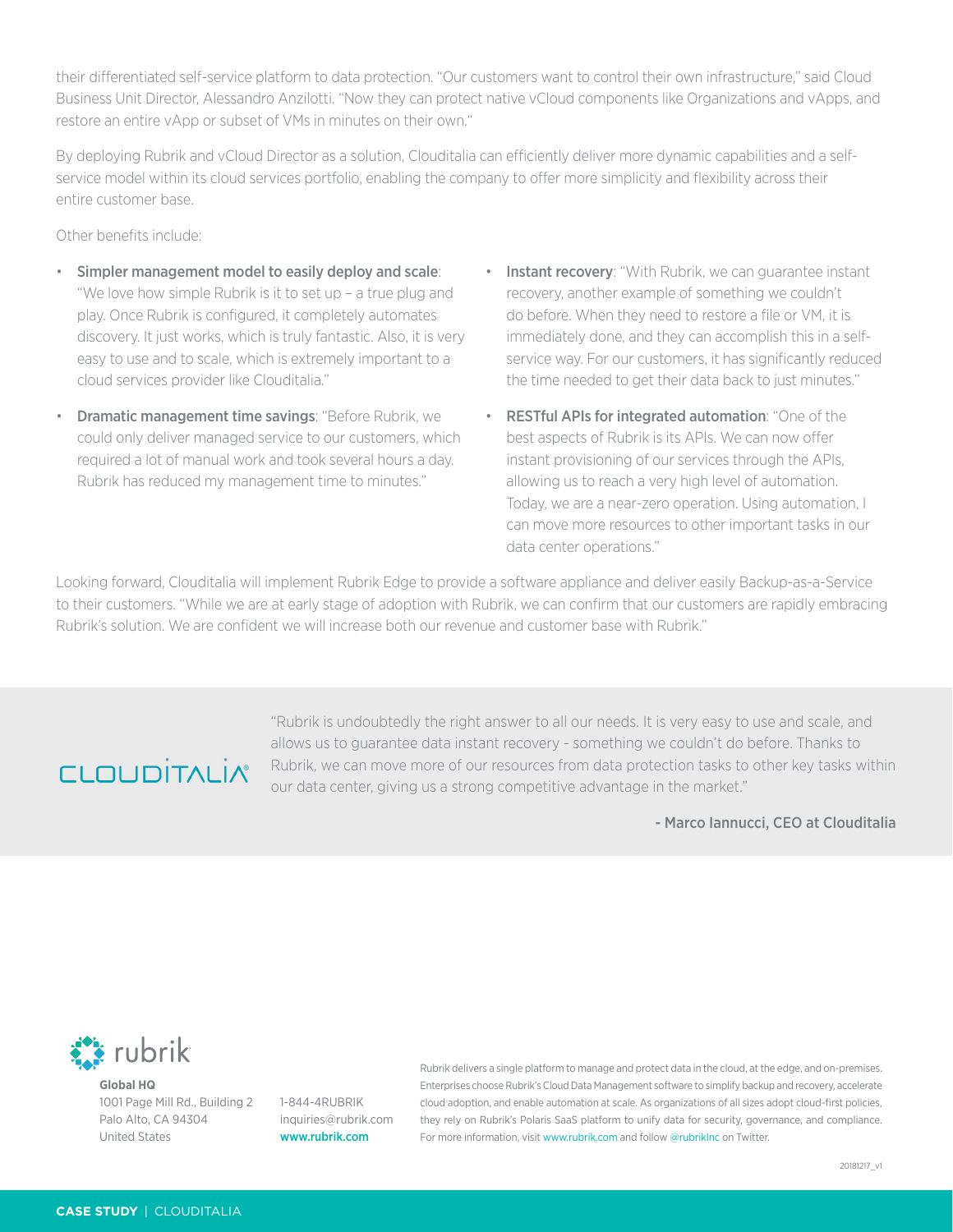their differentiated self-service platform to data protection. "Our customers want to control their own infrastructure," said Cloud Business Unit Director, Alessandro Anzilotti. "Now they can protect native vCloud components like Organizations and vApps, and restore an entire vApp or subset of VMs in minutes on their own."

By deploying Rubrik and vCloud Director as a solution, Clouditalia can efficiently deliver more dynamic capabilities and a self-service model within its cloud services portfolio, enabling the company to offer more simplicity and flexibility across their entire customer base.

Other benefits include:

- **Simpler management model to easily deploy and scale**: "We love how simple Rubrik is it to set up – a true plug and play. Once Rubrik is configured, it completely automates discovery. It just works, which is truly fantastic. Also, it is very easy to use and to scale, which is extremely important to a cloud services provider like Clouditalia."
- **Dramatic management time savings**: "Before Rubrik, we could only deliver managed service to our customers, which required a lot of manual work and took several hours a day. Rubrik has reduced my management time to minutes."
- **Instant recovery**: "With Rubrik, we can guarantee instant recovery, another example of something we couldn't do before. When they need to restore a file or VM, it is immediately done, and they can accomplish this in a self-service way. For our customers, it has significantly reduced the time needed to get their data back to just minutes."
- **RESTful APIs for integrated automation**: "One of the best aspects of Rubrik is its APIs. We can now offer instant provisioning of our services through the APIs, allowing us to reach a very high level of automation. Today, we are a near-zero operation. Using automation, I can move more resources to other important tasks in our data center operations."

Looking forward, Clouditalia will implement Rubrik Edge to provide a software appliance and deliver easily Backup-as-a-Service to their customers. "While we are at early stage of adoption with Rubrik, we can confirm that our customers are rapidly embracing Rubrik's solution. We are confident we will increase both our revenue and customer base with Rubrik."

CLOUDITALIA®

"Rubrik is undoubtedly the right answer to all our needs. It is very easy to use and scale, and allows us to guarantee data instant recovery - something we couldn't do before. Thanks to Rubrik, we can move more of our resources from data protection tasks to other key tasks within our data center, giving us a strong competitive advantage in the market."

**- Marco Iannucci, CEO at Clouditalia**

rubrik

**Global HQ**
1001 Page Mill Rd., Building 2
Palo Alto, CA 94304
United States

1-844-4RUBRIK
inquiries@rubrik.com
**www.rubrik.com**

Rubrik delivers a single platform to manage and protect data in the cloud, at the edge, and on-premises. Enterprises choose Rubrik's Cloud Data Management software to simplify backup and recovery, accelerate cloud adoption, and enable automation at scale. As organizations of all sizes adopt cloud-first policies, they rely on Rubrik's Polaris SaaS platform to unify data for security, governance, and compliance. For more information, visit www.rubrik.com and follow @rubrikInc on Twitter.

20181217_v1

**CASE STUDY** | CLOUDITALIA